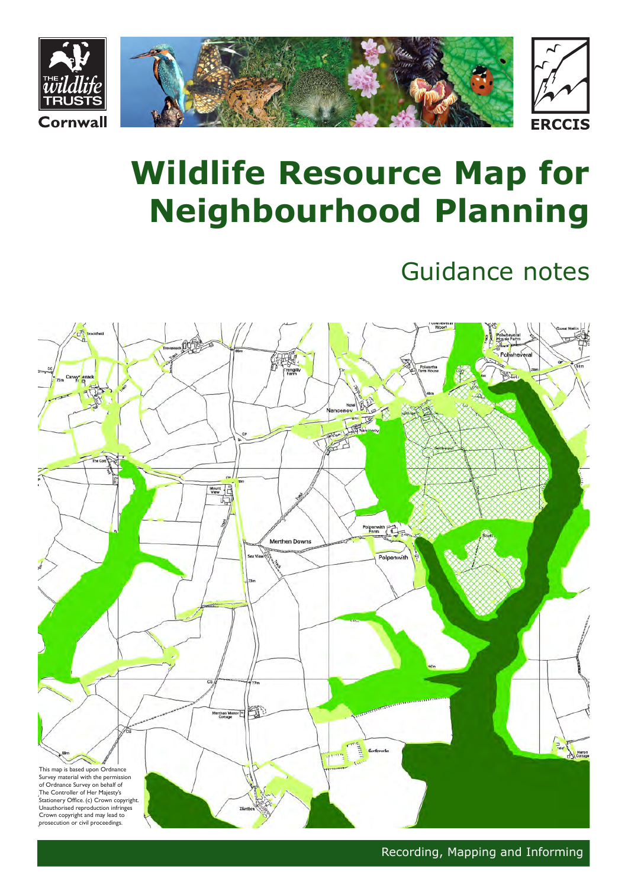The Wildlife Trusts Cornwall

ERCCIS

# Wildlife Resource Map for Neighbourhood Planning

## Guidance notes

This map is based upon Ordnance Survey material with the permission of Ordnance Survey on behalf of The Controller of Her Majesty's Stationery Office. (c) Crown copyright. Unauthorised reproduction infringes Crown copyright and may lead to prosecution or civil proceedings.

Recording, Mapping and Informing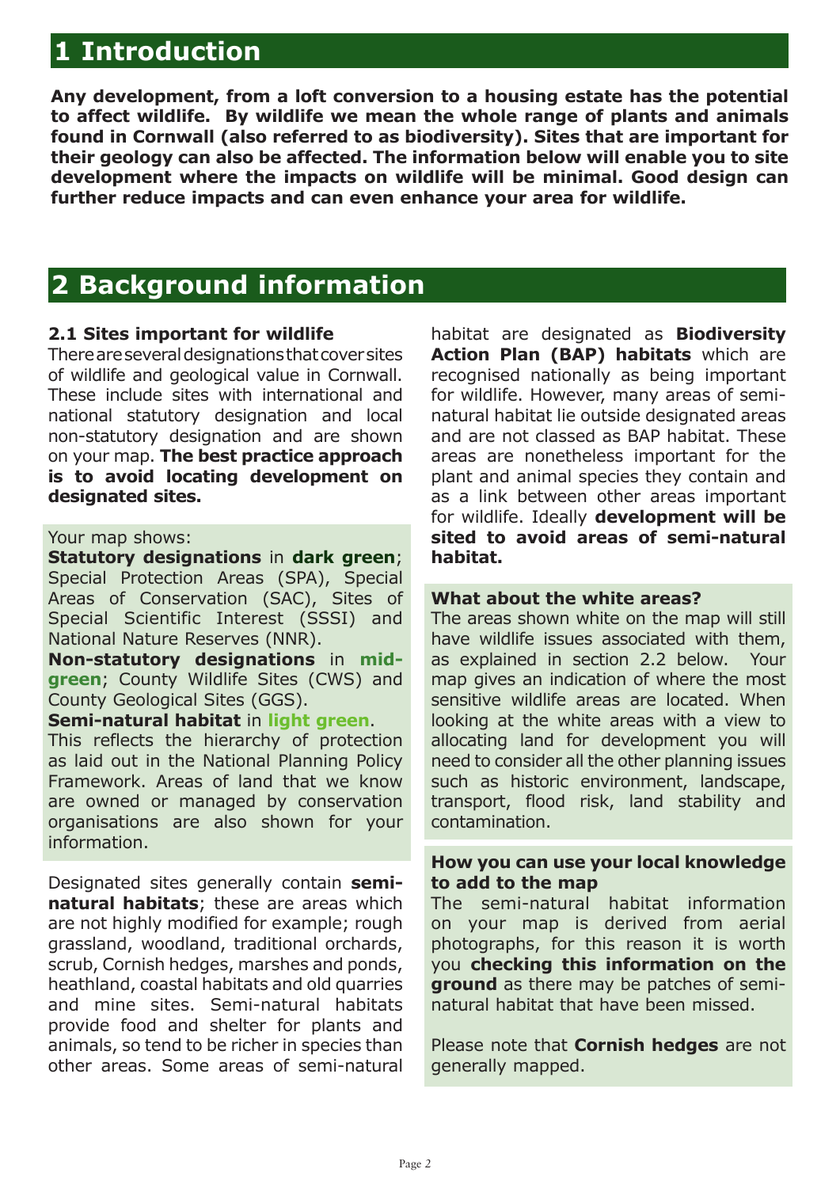# 1 Introduction

**Any development, from a loft conversion to a housing estate has the potential to affect wildlife. By wildlife we mean the whole range of plants and animals found in Cornwall (also referred to as biodiversity). Sites that are important for their geology can also be affected. The information below will enable you to site development where the impacts on wildlife will be minimal. Good design can further reduce impacts and can even enhance your area for wildlife.**

# 2 Background information

### 2.1 Sites important for wildlife

There are several designations that cover sites of wildlife and geological value in Cornwall. These include sites with international and national statutory designation and local non-statutory designation and are shown on your map. **The best practice approach is to avoid locating development on designated sites.**

Your map shows:

**Statutory designations** in **dark green**; Special Protection Areas (SPA), Special Areas of Conservation (SAC), Sites of Special Scientific Interest (SSSI) and National Nature Reserves (NNR).

**Non-statutory designations** in **mid-green**; County Wildlife Sites (CWS) and County Geological Sites (GGS).

**Semi-natural habitat** in **light green**.

This reflects the hierarchy of protection as laid out in the National Planning Policy Framework. Areas of land that we know are owned or managed by conservation organisations are also shown for your information.

Designated sites generally contain **semi-natural habitats**; these are areas which are not highly modified for example; rough grassland, woodland, traditional orchards, scrub, Cornish hedges, marshes and ponds, heathland, coastal habitats and old quarries and mine sites. Semi-natural habitats provide food and shelter for plants and animals, so tend to be richer in species than other areas. Some areas of semi-natural habitat are designated as **Biodiversity Action Plan (BAP) habitats** which are recognised nationally as being important for wildlife. However, many areas of semi-natural habitat lie outside designated areas and are not classed as BAP habitat. These areas are nonetheless important for the plant and animal species they contain and as a link between other areas important for wildlife. Ideally **development will be sited to avoid areas of semi-natural habitat.**

**What about the white areas?**

The areas shown white on the map will still have wildlife issues associated with them, as explained in section 2.2 below. Your map gives an indication of where the most sensitive wildlife areas are located. When looking at the white areas with a view to allocating land for development you will need to consider all the other planning issues such as historic environment, landscape, transport, flood risk, land stability and contamination.

**How you can use your local knowledge to add to the map**

The semi-natural habitat information on your map is derived from aerial photographs, for this reason it is worth you **checking this information on the ground** as there may be patches of semi-natural habitat that have been missed.

Please note that **Cornish hedges** are not generally mapped.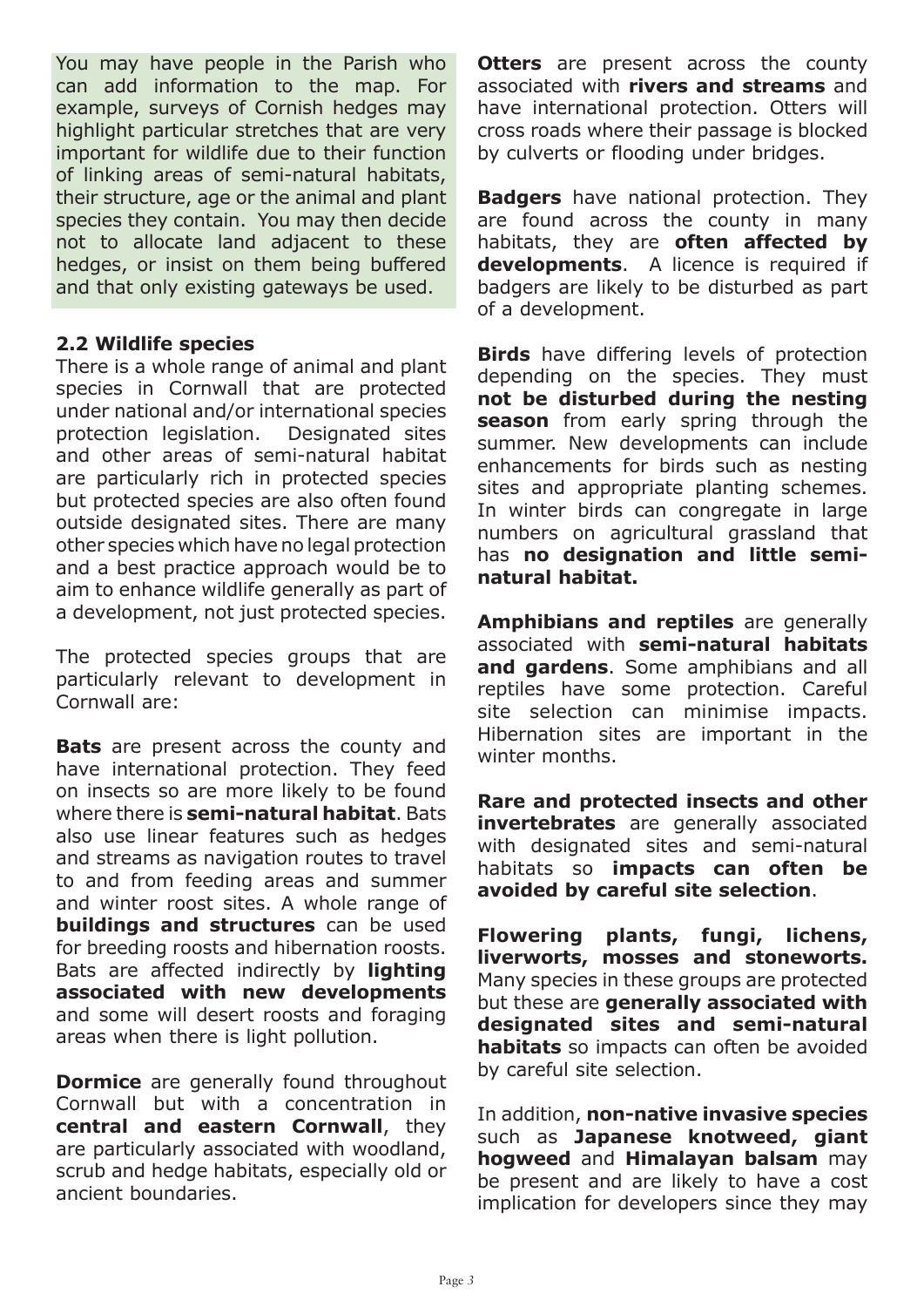You may have people in the Parish who can add information to the map. For example, surveys of Cornish hedges may highlight particular stretches that are very important for wildlife due to their function of linking areas of semi-natural habitats, their structure, age or the animal and plant species they contain. You may then decide not to allocate land adjacent to these hedges, or insist on them being buffered and that only existing gateways be used.

### 2.2 Wildlife species

There is a whole range of animal and plant species in Cornwall that are protected under national and/or international species protection legislation. Designated sites and other areas of semi-natural habitat are particularly rich in protected species but protected species are also often found outside designated sites. There are many other species which have no legal protection and a best practice approach would be to aim to enhance wildlife generally as part of a development, not just protected species.

The protected species groups that are particularly relevant to development in Cornwall are:

**Bats** are present across the county and have international protection. They feed on insects so are more likely to be found where there is **semi-natural habitat**. Bats also use linear features such as hedges and streams as navigation routes to travel to and from feeding areas and summer and winter roost sites. A whole range of **buildings and structures** can be used for breeding roosts and hibernation roosts. Bats are affected indirectly by **lighting associated with new developments** and some will desert roosts and foraging areas when there is light pollution.

**Dormice** are generally found throughout Cornwall but with a concentration in **central and eastern Cornwall**, they are particularly associated with woodland, scrub and hedge habitats, especially old or ancient boundaries.

**Otters** are present across the county associated with **rivers and streams** and have international protection. Otters will cross roads where their passage is blocked by culverts or flooding under bridges.

**Badgers** have national protection. They are found across the county in many habitats, they are **often affected by developments**. A licence is required if badgers are likely to be disturbed as part of a development.

**Birds** have differing levels of protection depending on the species. They must **not be disturbed during the nesting season** from early spring through the summer. New developments can include enhancements for birds such as nesting sites and appropriate planting schemes. In winter birds can congregate in large numbers on agricultural grassland that has **no designation and little semi-natural habitat.**

**Amphibians and reptiles** are generally associated with **semi-natural habitats and gardens**. Some amphibians and all reptiles have some protection. Careful site selection can minimise impacts. Hibernation sites are important in the winter months.

**Rare and protected insects and other invertebrates** are generally associated with designated sites and semi-natural habitats so **impacts can often be avoided by careful site selection**.

**Flowering plants, fungi, lichens, liverworts, mosses and stoneworts.** Many species in these groups are protected but these are **generally associated with designated sites and semi-natural habitats** so impacts can often be avoided by careful site selection.

In addition, **non-native invasive species** such as **Japanese knotweed, giant hogweed** and **Himalayan balsam** may be present and are likely to have a cost implication for developers since they may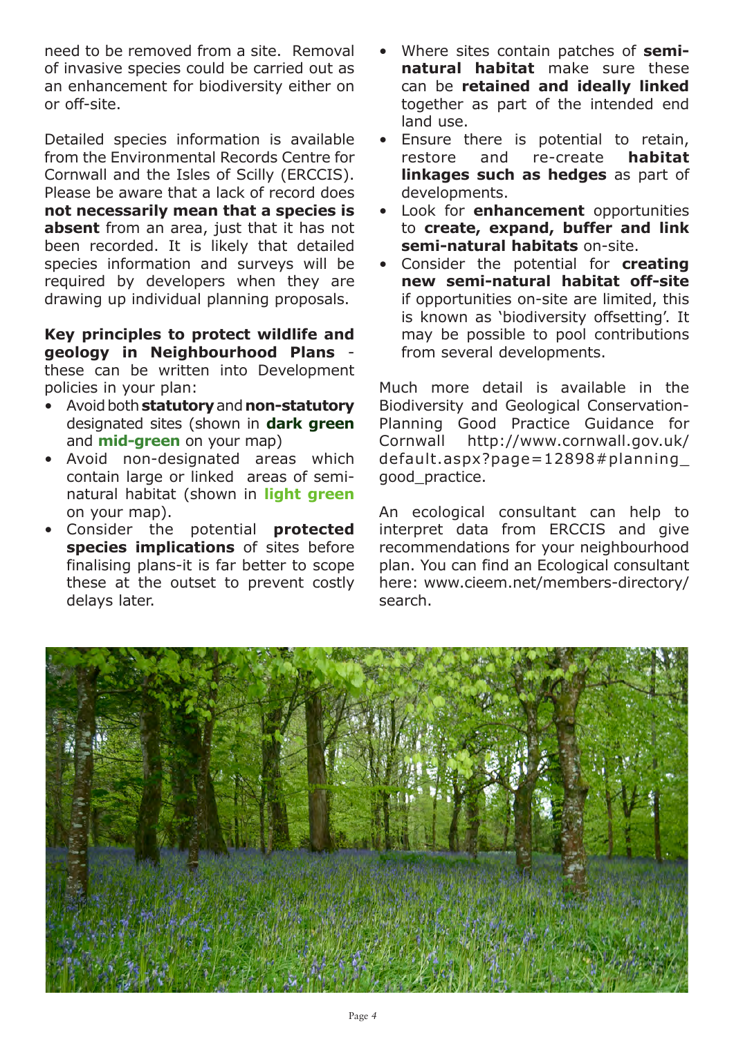need to be removed from a site. Removal of invasive species could be carried out as an enhancement for biodiversity either on or off-site.

Detailed species information is available from the Environmental Records Centre for Cornwall and the Isles of Scilly (ERCCIS). Please be aware that a lack of record does **not necessarily mean that a species is absent** from an area, just that it has not been recorded. It is likely that detailed species information and surveys will be required by developers when they are drawing up individual planning proposals.

**Key principles to protect wildlife and geology in Neighbourhood Plans** - these can be written into Development policies in your plan:

- Avoid both **statutory** and **non-statutory** designated sites (shown in **dark green** and **mid-green** on your map)
- Avoid non-designated areas which contain large or linked areas of semi-natural habitat (shown in **light green** on your map).
- Consider the potential **protected species implications** of sites before finalising plans-it is far better to scope these at the outset to prevent costly delays later.
- Where sites contain patches of **semi-natural habitat** make sure these can be **retained and ideally linked** together as part of the intended end land use.
- Ensure there is potential to retain, restore and re-create **habitat linkages such as hedges** as part of developments.
- Look for **enhancement** opportunities to **create, expand, buffer and link semi-natural habitats** on-site.
- Consider the potential for **creating new semi-natural habitat off-site** if opportunities on-site are limited, this is known as 'biodiversity offsetting'. It may be possible to pool contributions from several developments.

Much more detail is available in the Biodiversity and Geological Conservation- Planning Good Practice Guidance for Cornwall http://www.cornwall.gov.uk/default.aspx?page=12898#planning_good_practice.

An ecological consultant can help to interpret data from ERCCIS and give recommendations for your neighbourhood plan. You can find an Ecological consultant here: www.cieem.net/members-directory/search.